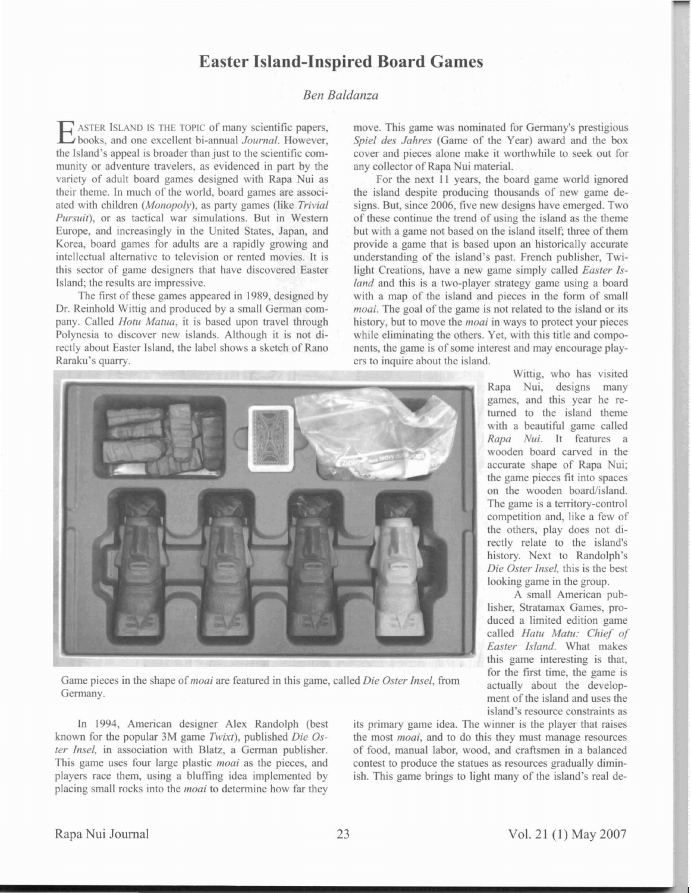# Easter Island-Inspired Board Games

*Ben Baldanza*

Easter Island is the topic of many scientific papers, books, and one excellent bi-annual *Journal*. However, the Island's appeal is broader than just to the scientific community or adventure travelers, as evidenced in part by the variety of adult board games designed with Rapa Nui as their theme. In much of the world, board games are associated with children (*Monopoly*), as party games (like *Trivial Pursuit*), or as tactical war simulations. But in Western Europe, and increasingly in the United States, Japan, and Korea, board games for adults are a rapidly growing and intellectual alternative to television or rented movies. It is this sector of game designers that have discovered Easter Island; the results are impressive.

The first of these games appeared in 1989, designed by Dr. Reinhold Wittig and produced by a small German company. Called *Hotu Matua*, it is based upon travel through Polynesia to discover new islands. Although it is not directly about Easter Island, the label shows a sketch of Rano Raraku's quarry.

In 1994, American designer Alex Randolph (best known for the popular 3M game *Twixt*), published *Die Oster Insel,* in association with Blatz, a German publisher. This game uses four large plastic *moai* as the pieces, and players race them, using a bluffing idea implemented by placing small rocks into the *moai* to determine how far they move. This game was nominated for Germany's prestigious *Spiel des Jahres* (Game of the Year) award and the box cover and pieces alone make it worthwhile to seek out for any collector of Rapa Nui material.

For the next 11 years, the board game world ignored the island despite producing thousands of new game designs. But, since 2006, five new designs have emerged. Two of these continue the trend of using the island as the theme but with a game not based on the island itself; three of them provide a game that is based upon an historically accurate understanding of the island's past. French publisher, Twilight Creations, have a new game simply called *Easter Island* and this is a two-player strategy game using a board with a map of the island and pieces in the form of small *moai*. The goal of the game is not related to the island or its history, but to move the *moai* in ways to protect your pieces while eliminating the others. Yet, with this title and components, the game is of some interest and may encourage players to inquire about the island.

Game pieces in the shape of *moai* are featured in this game, called *Die Oster Insel*, from Germany.

Wittig, who has visited Rapa Nui, designs many games, and this year he returned to the island theme with a beautiful game called *Rapa Nui*. It features a wooden board carved in the accurate shape of Rapa Nui; the game pieces fit into spaces on the wooden board/island. The game is a territory-control competition and, like a few of the others, play does not directly relate to the island's history. Next to Randolph's *Die Oster Insel,* this is the best looking game in the group.

A small American publisher, Stratamax Games, produced a limited edition game called *Hatu Matu: Chief of Easter Island*. What makes this game interesting is that, for the first time, the game is actually about the development of the island and uses the island's resource constraints as its primary game idea. The winner is the player that raises the most *moai*, and to do this they must manage resources of food, manual labor, wood, and craftsmen in a balanced contest to produce the statues as resources gradually diminish. This game brings to light many of the island's real de-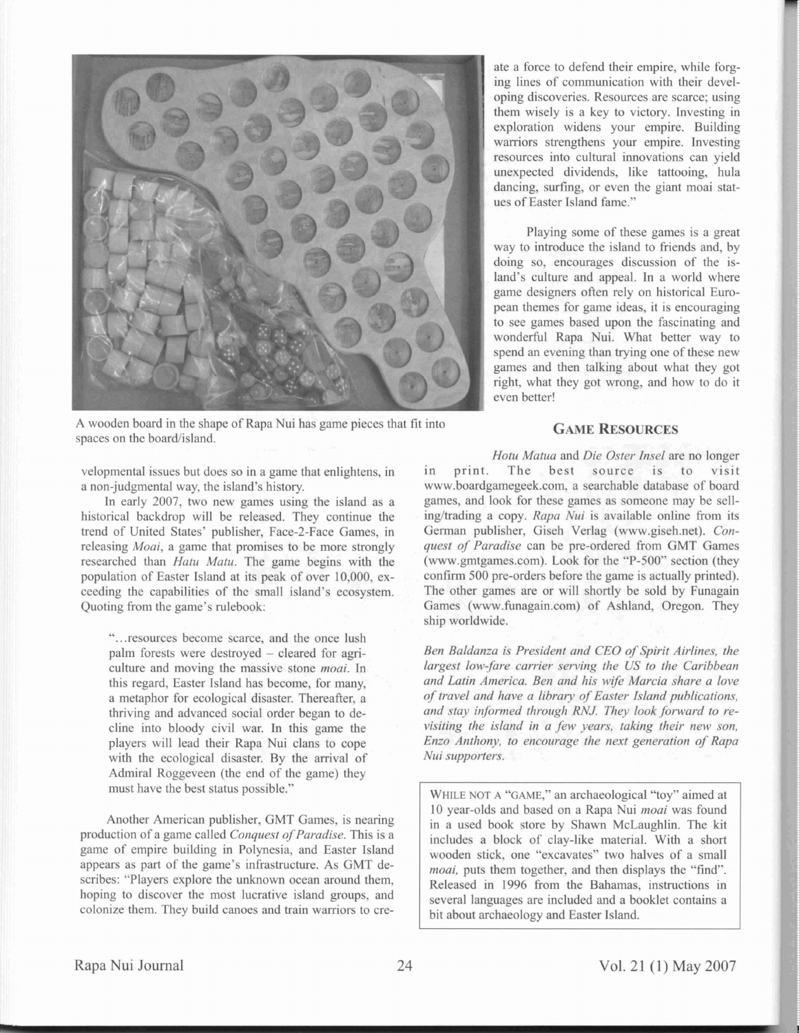A wooden board in the shape of Rapa Nui has game pieces that fit into spaces on the board/island.

velopmental issues but does so in a game that enlightens, in a non-judgmental way, the island's history.

In early 2007, two new games using the island as a historical backdrop will be released. They continue the trend of United States' publisher, Face-2-Face Games, in releasing *Moai*, a game that promises to be more strongly researched than *Hatu Matu*. The game begins with the population of Easter Island at its peak of over 10,000, exceeding the capabilities of the small island's ecosystem. Quoting from the game's rulebook:

> "...resources become scarce, and the once lush palm forests were destroyed – cleared for agriculture and moving the massive stone *moai*. In this regard, Easter Island has become, for many, a metaphor for ecological disaster. Thereafter, a thriving and advanced social order began to decline into bloody civil war. In this game the players will lead their Rapa Nui clans to cope with the ecological disaster. By the arrival of Admiral Roggeveen (the end of the game) they must have the best status possible."

Another American publisher, GMT Games, is nearing production of a game called *Conquest of Paradise*. This is a game of empire building in Polynesia, and Easter Island appears as part of the game's infrastructure. As GMT describes: "Players explore the unknown ocean around them, hoping to discover the most lucrative island groups, and colonize them. They build canoes and train warriors to create a force to defend their empire, while forging lines of communication with their developing discoveries. Resources are scarce; using them wisely is a key to victory. Investing in exploration widens your empire. Building warriors strengthens your empire. Investing resources into cultural innovations can yield unexpected dividends, like tattooing, hula dancing, surfing, or even the giant moai statues of Easter Island fame."

Playing some of these games is a great way to introduce the island to friends and, by doing so, encourages discussion of the island's culture and appeal. In a world where game designers often rely on historical European themes for game ideas, it is encouraging to see games based upon the fascinating and wonderful Rapa Nui. What better way to spend an evening than trying one of these new games and then talking about what they got right, what they got wrong, and how to do it even better!

## Game Resources

*Hotu Matua* and *Die Oster Insel* are no longer in print. The best source is to visit www.boardgamegeek.com, a searchable database of board games, and look for these games as someone may be selling/trading a copy. *Rapa Nui* is available online from its German publisher, Giseh Verlag (www.giseh.net). *Conquest of Paradise* can be pre-ordered from GMT Games (www.gmtgames.com). Look for the "P-500" section (they confirm 500 pre-orders before the game is actually printed). The other games are or will shortly be sold by Funagain Games (www.funagain.com) of Ashland, Oregon. They ship worldwide.

*Ben Baldanza is President and CEO of Spirit Airlines, the largest low-fare carrier serving the US to the Caribbean and Latin America. Ben and his wife Marcia share a love of travel and have a library of Easter Island publications, and stay informed through RNJ. They look forward to revisiting the island in a few years, taking their new son, Enzo Anthony, to encourage the next generation of Rapa Nui supporters.*

While not a "game," an archaeological "toy" aimed at 10 year-olds and based on a Rapa Nui *moai* was found in a used book store by Shawn McLaughlin. The kit includes a block of clay-like material. With a short wooden stick, one "excavates" two halves of a small *moai*, puts them together, and then displays the "find". Released in 1996 from the Bahamas, instructions in several languages are included and a booklet contains a bit about archaeology and Easter Island.